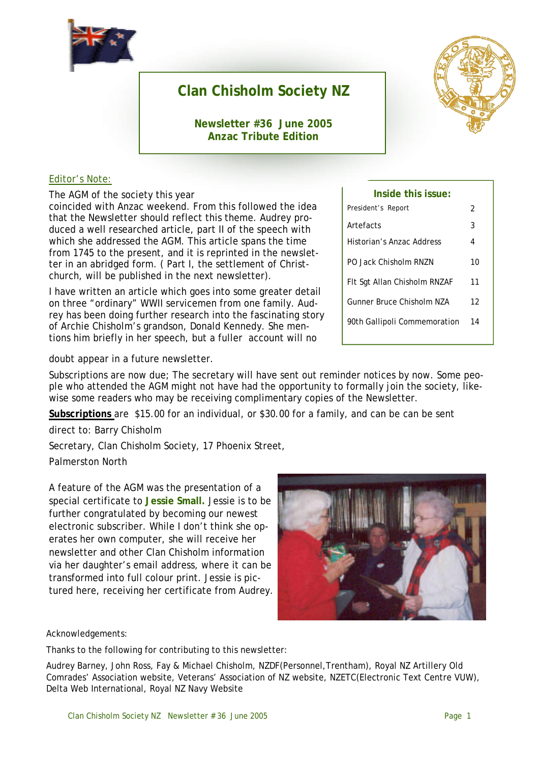# Clan Chisholm Society NZ

**Newsletter #36 June 2005**
**Anzac Tribute Edition**

## Editor's Note:

The AGM of the society this year coincided with Anzac weekend. From this followed the idea that the Newsletter should reflect this theme. Audrey produced a well researched article, part II of the speech with which she addressed the AGM. This article spans the time from 1745 to the present, and it is reprinted in the newsletter in an abridged form. ( Part I, the settlement of Christchurch, will be published in the next newsletter).

I have written an article which goes into some greater detail on three "ordinary" WWII servicemen from one family. Audrey has been doing further research into the fascinating story of Archie Chisholm's grandson, Donald Kennedy. She mentions him briefly in her speech, but a fuller account will no doubt appear in a future newsletter.

| Inside this issue: | |
|---|---|
| President's Report | 2 |
| Artefacts | 3 |
| Historian's Anzac Address | 4 |
| PO Jack Chisholm RNZN | 10 |
| Flt Sgt Allan Chisholm RNZAF | 11 |
| Gunner Bruce Chisholm NZA | 12 |
| 90th Gallipoli Commemoration | 14 |

Subscriptions are now due; The secretary will have sent out reminder notices by now. Some people who attended the AGM might not have had the opportunity to formally join the society, likewise some readers who may be receiving complimentary copies of the Newsletter.

**Subscriptions** are $15.00 for an individual, or $30.00 for a family, and can be can be sent

direct to: Barry Chisholm

Secretary, Clan Chisholm Society, 17 Phoenix Street,

Palmerston North

A feature of the AGM was the presentation of a special certificate to **Jessie Small.** Jessie is to be further congratulated by becoming our newest electronic subscriber. While I don't think she operates her own computer, she will receive her newsletter and other Clan Chisholm information via her daughter's email address, where it can be transformed into full colour print. Jessie is pictured here, receiving her certificate from Audrey.

Acknowledgements:

Thanks to the following for contributing to this newsletter:

Audrey Barney, John Ross, Fay & Michael Chisholm, NZDF(Personnel,Trentham), Royal NZ Artillery Old Comrades' Association website, Veterans' Association of NZ website, NZETC(Electronic Text Centre VUW), Delta Web International, Royal NZ Navy Website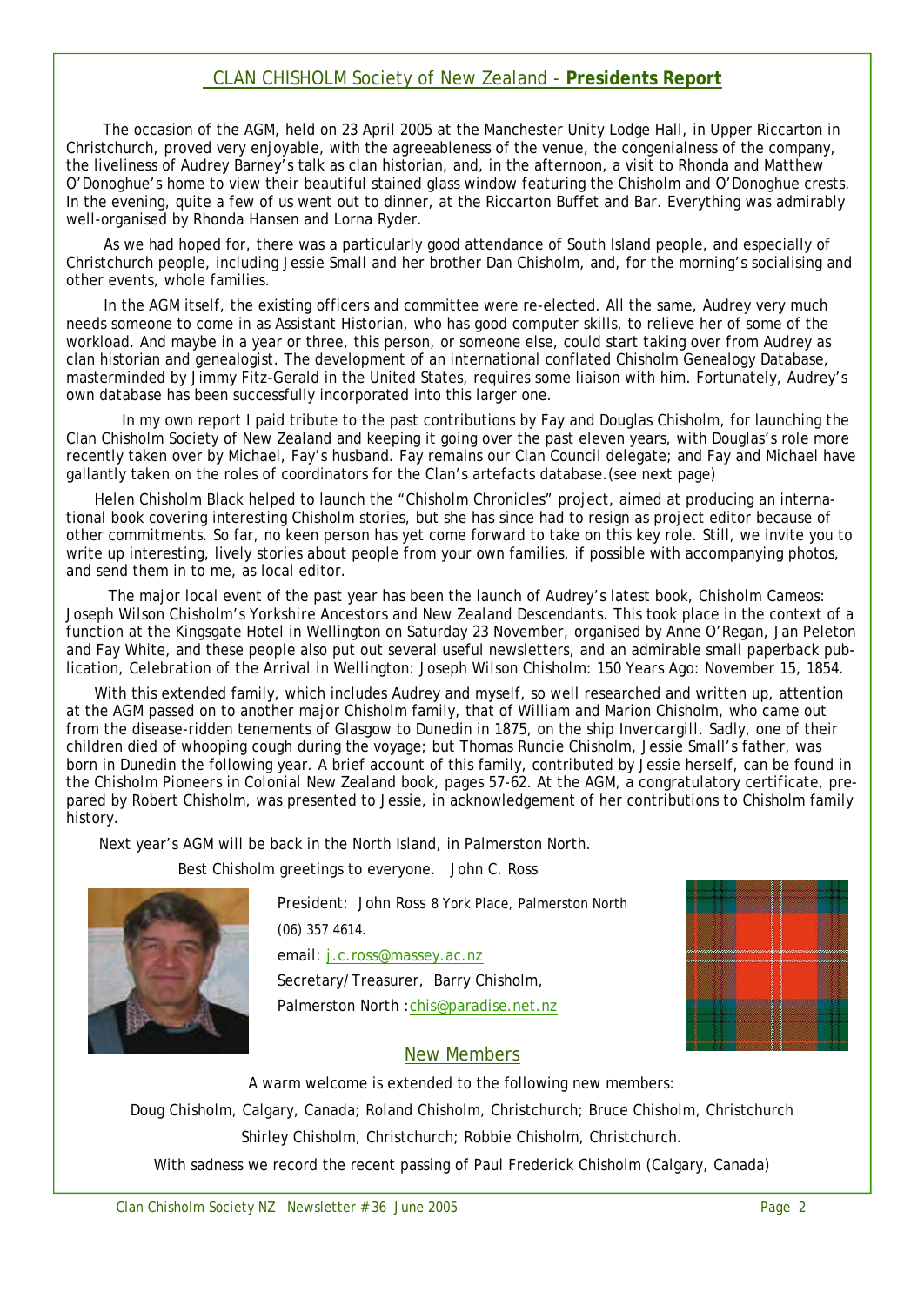## CLAN CHISHOLM Society of New Zealand - **Presidents Report**

The occasion of the AGM, held on 23 April 2005 at the Manchester Unity Lodge Hall, in Upper Riccarton in Christchurch, proved very enjoyable, with the agreeableness of the venue, the congenialness of the company, the liveliness of Audrey Barney's talk as clan historian, and, in the afternoon, a visit to Rhonda and Matthew O'Donoghue's home to view their beautiful stained glass window featuring the Chisholm and O'Donoghue crests. In the evening, quite a few of us went out to dinner, at the Riccarton Buffet and Bar. Everything was admirably well-organised by Rhonda Hansen and Lorna Ryder.

As we had hoped for, there was a particularly good attendance of South Island people, and especially of Christchurch people, including Jessie Small and her brother Dan Chisholm, and, for the morning's socialising and other events, whole families.

In the AGM itself, the existing officers and committee were re-elected. All the same, Audrey very much needs someone to come in as Assistant Historian, who has good computer skills, to relieve her of some of the workload. And maybe in a year or three, this person, or someone else, could start taking over from Audrey as clan historian and genealogist. The development of an international conflated Chisholm Genealogy Database, masterminded by Jimmy Fitz-Gerald in the United States, requires some liaison with him. Fortunately, Audrey's own database has been successfully incorporated into this larger one.

In my own report I paid tribute to the past contributions by Fay and Douglas Chisholm, for launching the Clan Chisholm Society of New Zealand and keeping it going over the past eleven years, with Douglas's role more recently taken over by Michael, Fay's husband. Fay remains our Clan Council delegate; and Fay and Michael have gallantly taken on the roles of coordinators for the Clan's artefacts database.(see next page)

Helen Chisholm Black helped to launch the "Chisholm Chronicles" project, aimed at producing an international book covering interesting Chisholm stories, but she has since had to resign as project editor because of other commitments. So far, no keen person has yet come forward to take on this key role. Still, we invite you to write up interesting, lively stories about people from your own families, if possible with accompanying photos, and send them in to me, as local editor.

The major local event of the past year has been the launch of Audrey's latest book, *Chisholm Cameos: Joseph Wilson Chisholm's Yorkshire Ancestors and New Zealand Descendants.* This took place in the context of a function at the Kingsgate Hotel in Wellington on Saturday 23 November, organised by Anne O'Regan, Jan Peleton and Fay White, and these people also put out several useful newsletters, and an admirable small paperback publication, *Celebration of the Arrival in Wellington: Joseph Wilson Chisholm: 150 Years Ago: November 15, 1854.*

With this extended family, which includes Audrey and myself, so well researched and written up, attention at the AGM passed on to another major Chisholm family, that of William and Marion Chisholm, who came out from the disease-ridden tenements of Glasgow to Dunedin in 1875, on the ship *Invercargill*. Sadly, one of their children died of whooping cough during the voyage; but Thomas Runcie Chisholm, Jessie Small's father, was born in Dunedin the following year. A brief account of this family, contributed by Jessie herself, can be found in the *Chisholm Pioneers in Colonial New Zealand* book, pages 57-62. At the AGM, a congratulatory certificate, prepared by Robert Chisholm, was presented to Jessie, in acknowledgement of her contributions to Chisholm family history.

Next year's AGM will be back in the North Island, in Palmerston North.

Best Chisholm greetings to everyone. John C. Ross

President: John Ross 8 York Place, Palmerston North
(06) 357 4614.
email: j.c.ross@massey.ac.nz
Secretary/Treasurer, Barry Chisholm,
Palmerston North :chis@paradise.net.nz

## New Members

A warm welcome is extended to the following new members:

Doug Chisholm, Calgary, Canada; Roland Chisholm, Christchurch; Bruce Chisholm, Christchurch

Shirley Chisholm, Christchurch; Robbie Chisholm, Christchurch.

With sadness we record the recent passing of Paul Frederick Chisholm (Calgary, Canada)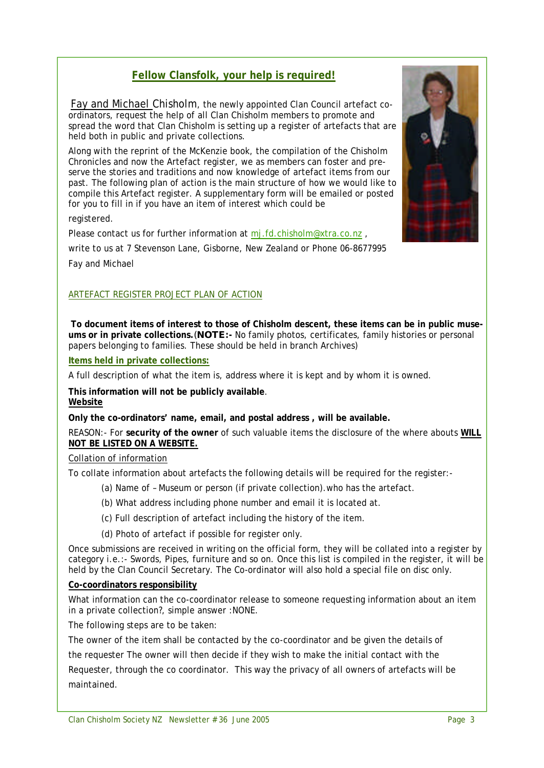## Fellow Clansfolk, your help is required!

Fay and Michael Chisholm, the newly appointed Clan Council artefact co-ordinators, request the help of all Clan Chisholm members to promote and spread the word that Clan Chisholm is setting up a register of artefacts that are held both in public and private collections.

Along with the reprint of the McKenzie book, the compilation of the Chisholm Chronicles and now the Artefact register, we as members can foster and preserve the stories and traditions and now knowledge of artefact items from our past. The following plan of action is the main structure of how we would like to compile this Artefact register. A supplementary form will be emailed or posted for you to fill in if you have an item of interest which could be registered.

Please contact us for further information at mj.fd.chisholm@xtra.co.nz ,

write to us at 7 Stevenson Lane, Gisborne, New Zealand or Phone 06-8677995

Fay and Michael

### ARTEFACT REGISTER PROJECT PLAN OF ACTION

**To document items of interest to those of Chisholm descent, these items can be in public museums or in private collections.** (**NOTE:-** No family photos, certificates, family histories or personal papers belonging to families. These should be held in branch Archives)

**Items held in private collections:**

A full description of what the item is, address where it is kept and by whom it is owned.

**This information will not be publicly available**.
**Website**

**Only the co-ordinators' name, email, and postal address , will be available.**

REASON:- For **security of the owner** of such valuable items the disclosure of the where abouts **WILL NOT BE LISTED ON A WEBSITE.**

Collation of information

To collate information about artefacts the following details will be required for the register:-

(a) Name of – Museum or person (if private collection).who has the artefact.

(b) What address including phone number and email it is located at.

(c) Full description of artefact including the history of the item.

(d) Photo of artefact if possible for register only.

Once submissions are received in writing on the official form, they will be collated into a register by category i.e.:- Swords, Pipes, furniture and so on. Once this list is compiled in the register, it will be held by the Clan Council Secretary. The Co-ordinator will also hold a special file on disc only.

**Co-coordinators responsibility**

What information can the co-coordinator release to someone requesting information about an item in a private collection?, simple answer :NONE.

The following steps are to be taken:

The owner of the item shall be contacted by the co-coordinator and be given the details of the requester The owner will then decide if they wish to make the initial contact with the Requester, through the co coordinator. This way the privacy of all owners of artefacts will be maintained.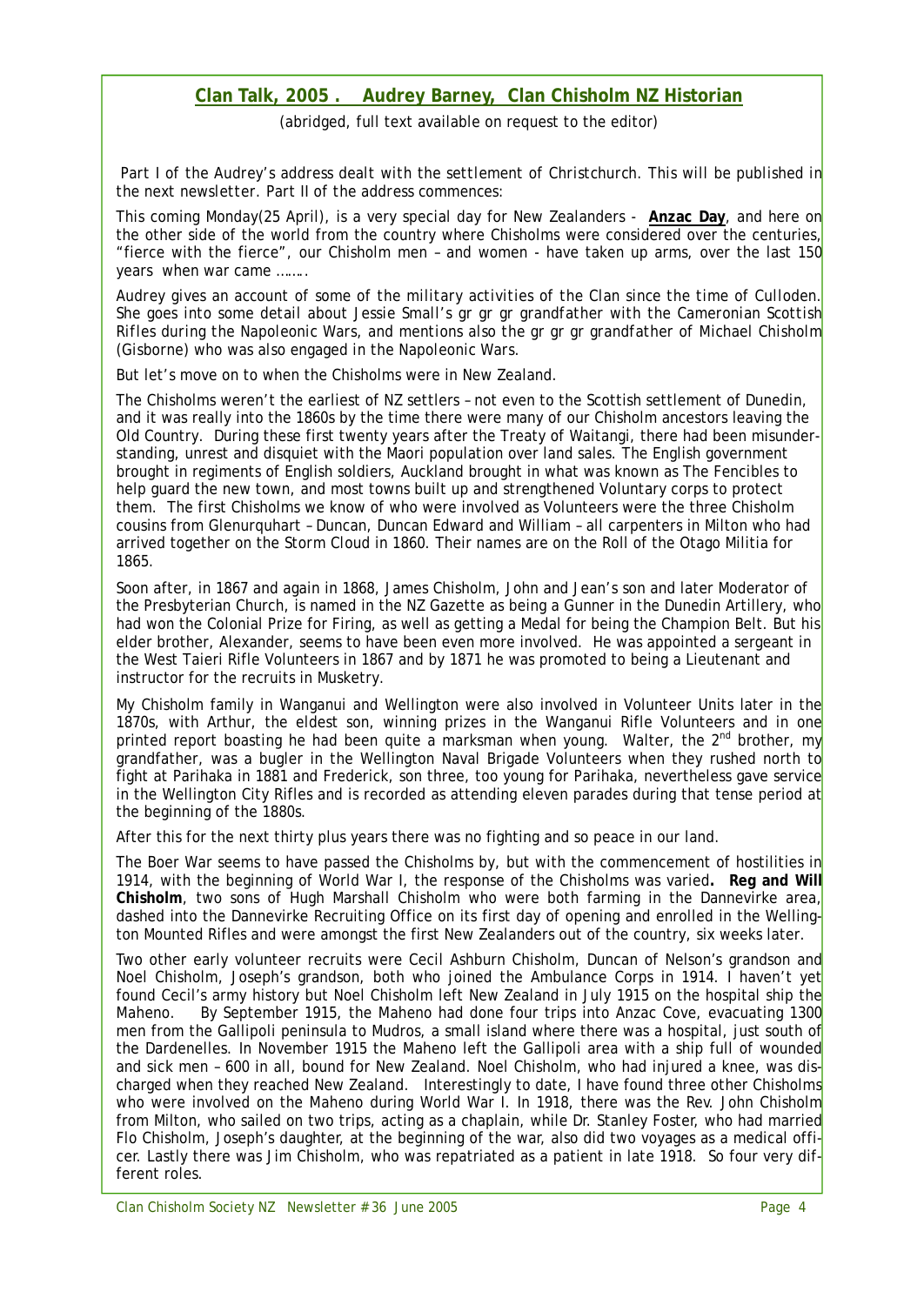## Clan Talk, 2005 . Audrey Barney, Clan Chisholm NZ Historian

(abridged, full text available on request to the editor)

*Part I of the Audrey's address dealt with the settlement of Christchurch. This will be published in the next newsletter. Part II of the address commences:*

This coming Monday(25 April), is a very special day for New Zealanders - **Anzac Day**, and here on the other side of the world from the country where Chisholms were considered over the centuries, "fierce with the fierce", our Chisholm men – and women - have taken up arms, over the last 150 years when war came ……..

*Audrey gives an account of some of the military activities of the Clan since the time of Culloden. She goes into some detail about Jessie Small's gr gr gr grandfather with the Cameronian Scottish Rifles during the Napoleonic Wars, and mentions also the gr gr gr grandfather of Michael Chisholm (Gisborne) who was also engaged in the Napoleonic Wars.*

But let's move on to when the Chisholms were in New Zealand.

The Chisholms weren't the earliest of NZ settlers – not even to the Scottish settlement of Dunedin, and it was really into the 1860s by the time there were many of our Chisholm ancestors leaving the Old Country. During these first twenty years after the Treaty of Waitangi, there had been misunderstanding, unrest and disquiet with the Maori population over land sales. The English government brought in regiments of English soldiers, Auckland brought in what was known as The Fencibles to help guard the new town, and most towns built up and strengthened Voluntary corps to protect them. The first Chisholms we know of who were involved as Volunteers were the three Chisholm cousins from Glenurquhart – Duncan, Duncan Edward and William – all carpenters in Milton who had arrived together on the Storm Cloud in 1860. Their names are on the Roll of the Otago Militia for 1865.

Soon after, in 1867 and again in 1868, James Chisholm, John and Jean's son and later Moderator of the Presbyterian Church, is named in the NZ Gazette as being a Gunner in the Dunedin Artillery, who had won the Colonial Prize for Firing, as well as getting a Medal for being the Champion Belt. But his elder brother, Alexander, seems to have been even more involved. He was appointed a sergeant in the West Taieri Rifle Volunteers in 1867 and by 1871 he was promoted to being a Lieutenant and instructor for the recruits in Musketry.

My Chisholm family in Wanganui and Wellington were also involved in Volunteer Units later in the 1870s, with Arthur, the eldest son, winning prizes in the Wanganui Rifle Volunteers and in one printed report boasting he had been quite a marksman when young. Walter, the 2nd brother, my grandfather, was a bugler in the Wellington Naval Brigade Volunteers when they rushed north to fight at Parihaka in 1881 and Frederick, son three, too young for Parihaka, nevertheless gave service in the Wellington City Rifles and is recorded as attending eleven parades during that tense period at the beginning of the 1880s.

After this for the next thirty plus years there was no fighting and so peace in our land.

The Boer War seems to have passed the Chisholms by, but with the commencement of hostilities in 1914, with the beginning of World War I, the response of the Chisholms was varied**. Reg and Will Chisholm**, two sons of Hugh Marshall Chisholm who were both farming in the Dannevirke area, dashed into the Dannevirke Recruiting Office on its first day of opening and enrolled in the Wellington Mounted Rifles and were amongst the first New Zealanders out of the country, six weeks later.

Two other early volunteer recruits were Cecil Ashburn Chisholm, Duncan of Nelson's grandson and Noel Chisholm, Joseph's grandson, both who joined the Ambulance Corps in 1914. I haven't yet found Cecil's army history but Noel Chisholm left New Zealand in July 1915 on the hospital ship the Maheno. By September 1915, the Maheno had done four trips into Anzac Cove, evacuating 1300 men from the Gallipoli peninsula to Mudros, a small island where there was a hospital, just south of the Dardenelles. In November 1915 the Maheno left the Gallipoli area with a ship full of wounded and sick men – 600 in all, bound for New Zealand. Noel Chisholm, who had injured a knee, was discharged when they reached New Zealand. Interestingly to date, I have found three other Chisholms who were involved on the Maheno during World War I. In 1918, there was the Rev. John Chisholm from Milton, who sailed on two trips, acting as a chaplain, while Dr. Stanley Foster, who had married Flo Chisholm, Joseph's daughter, at the beginning of the war, also did two voyages as a medical officer. Lastly there was Jim Chisholm, who was repatriated as a patient in late 1918. So four very different roles.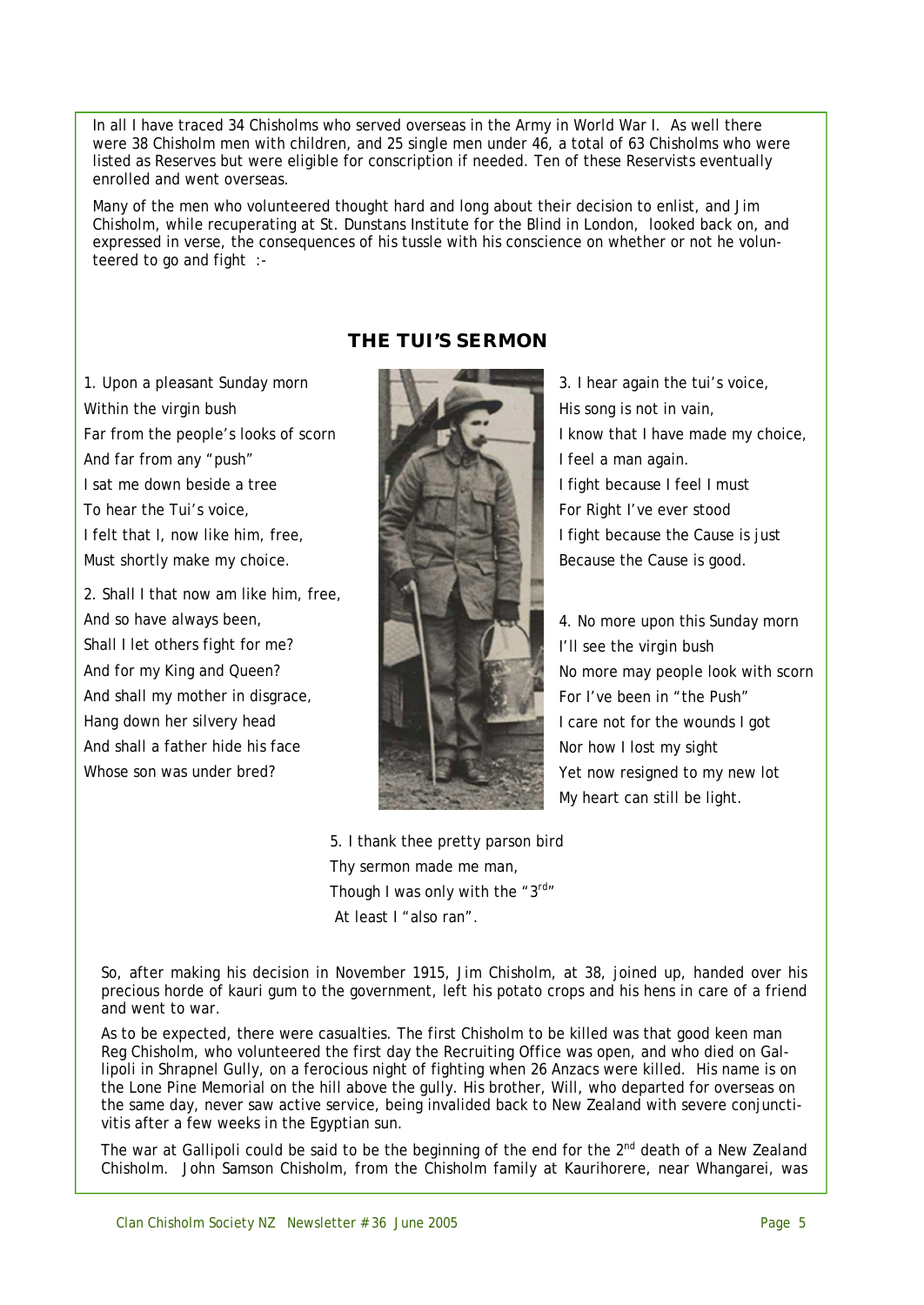In all I have traced 34 Chisholms who served overseas in the Army in World War I. As well there were 38 Chisholm men with children, and 25 single men under 46, a total of 63 Chisholms who were listed as Reserves but were eligible for conscription if needed. Ten of these Reservists eventually enrolled and went overseas.

Many of the men who volunteered thought hard and long about their decision to enlist, and Jim Chisholm, while recuperating at St. Dunstans Institute for the Blind in London, looked back on, and expressed in verse, the consequences of his tussle with his conscience on whether or not he volunteered to go and fight :-

## THE TUI'S SERMON

1. Upon a pleasant Sunday morn
Within the virgin bush
Far from the people's looks of scorn
And far from any "push"
I sat me down beside a tree
To hear the Tui's voice,
I felt that I, now like him, free,
Must shortly make my choice.

2. Shall I that now am like him, free,
And so have always been,
Shall I let others fight for me?
And for my King and Queen?
And shall my mother in disgrace,
Hang down her silvery head
And shall a father hide his face
Whose son was under bred?

3. I hear again the tui's voice,
His song is not in vain,
I know that I have made my choice,
I feel a man again.
I fight because I feel I must
For Right I've ever stood
I fight because the Cause is just
Because the Cause is good.

4. No more upon this Sunday morn
I'll see the virgin bush
No more may people look with scorn
For I've been in "the Push"
I care not for the wounds I got
Nor how I lost my sight
Yet now resigned to my new lot
My heart can still be light.

5. I thank thee pretty parson bird
Thy sermon made me man,
Though I was only with the "3rd"
At least I "also ran".

So, after making his decision in November 1915, Jim Chisholm, at 38, joined up, handed over his precious horde of kauri gum to the government, left his potato crops and his hens in care of a friend and went to war.

As to be expected, there were casualties. The first Chisholm to be killed was that good keen man Reg Chisholm, who volunteered the first day the Recruiting Office was open, and who died on Gallipoli in Shrapnel Gully, on a ferocious night of fighting when 26 Anzacs were killed. His name is on the Lone Pine Memorial on the hill above the gully. His brother, Will, who departed for overseas on the same day, never saw active service, being invalided back to New Zealand with severe conjunctivitis after a few weeks in the Egyptian sun.

The war at Gallipoli could be said to be the beginning of the end for the 2nd death of a New Zealand Chisholm. John Samson Chisholm, from the Chisholm family at Kaurihorere, near Whangarei, was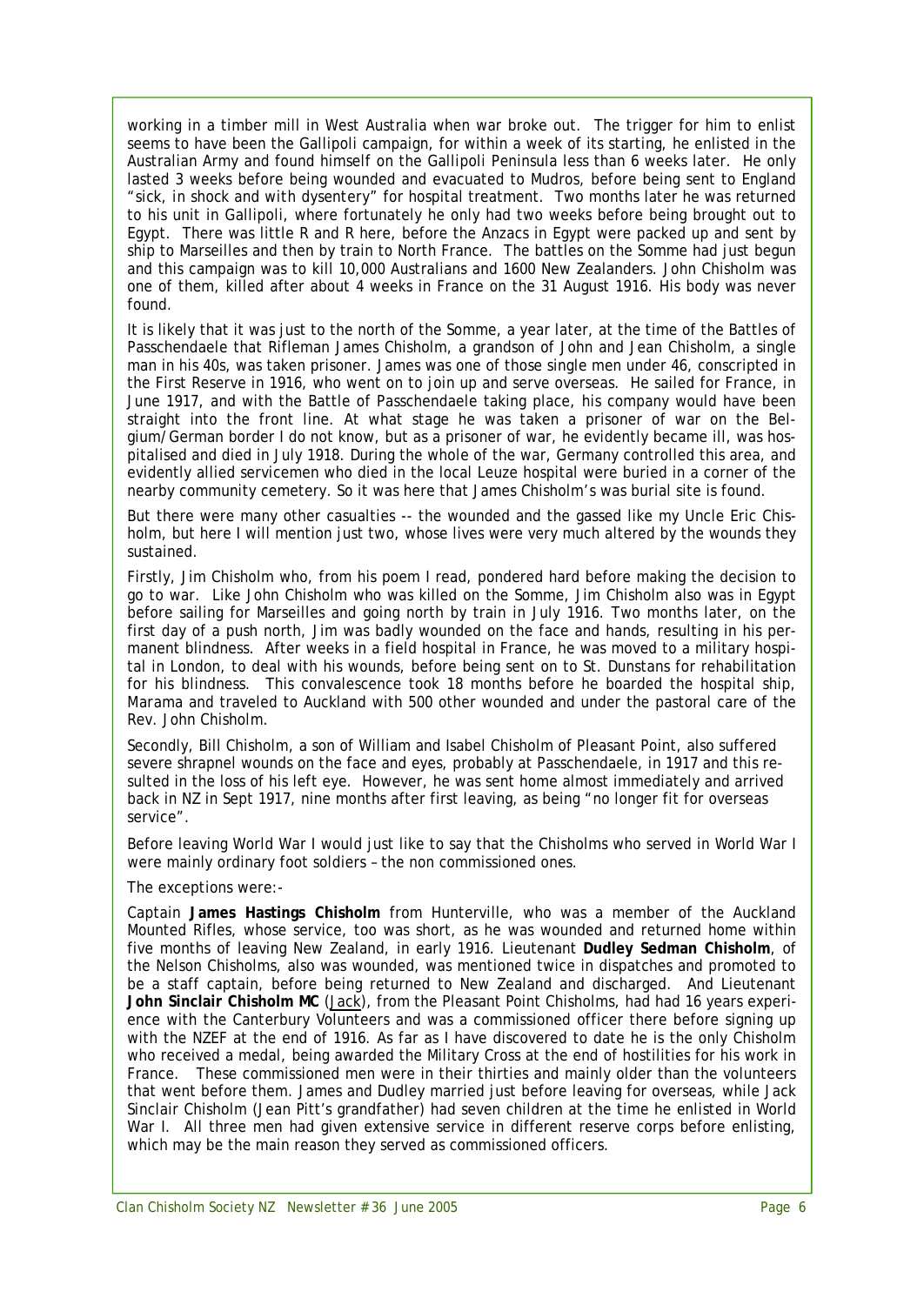working in a timber mill in West Australia when war broke out. The trigger for him to enlist seems to have been the Gallipoli campaign, for within a week of its starting, he enlisted in the Australian Army and found himself on the Gallipoli Peninsula less than 6 weeks later. He only lasted 3 weeks before being wounded and evacuated to Mudros, before being sent to England "*sick, in shock and with dysentery*" for hospital treatment. Two months later he was returned to his unit in Gallipoli, where fortunately he only had two weeks before being brought out to Egypt. There was little R and R here, before the Anzacs in Egypt were packed up and sent by ship to Marseilles and then by train to North France. The battles on the Somme had just begun and this campaign was to kill 10,000 Australians and 1600 New Zealanders. John Chisholm was one of them, killed after about 4 weeks in France on the 31 August 1916. His body was never found.

It is likely that it was just to the north of the Somme, a year later, at the time of the Battles of Passchendaele that Rifleman James Chisholm, a grandson of John and Jean Chisholm, a single man in his 40s, was taken prisoner. James was one of those single men under 46, conscripted in the First Reserve in 1916, who went on to join up and serve overseas. He sailed for France, in June 1917, and with the Battle of Passchendaele taking place, his company would have been straight into the front line. At what stage he was taken a prisoner of war on the Belgium/German border I do not know, but as a prisoner of war, he evidently became ill, was hospitalised and died in July 1918. During the whole of the war, Germany controlled this area, and evidently allied servicemen who died in the local Leuze hospital were buried in a corner of the nearby community cemetery. So it was here that James Chisholm's was burial site is found.

But there were many other casualties -- the wounded and the gassed like my Uncle Eric Chisholm, but here I will mention just two, whose lives were very much altered by the wounds they sustained.

Firstly, Jim Chisholm who, from his poem I read, pondered hard before making the decision to go to war. Like John Chisholm who was killed on the Somme, Jim Chisholm also was in Egypt before sailing for Marseilles and going north by train in July 1916. Two months later, on the first day of a push north, Jim was badly wounded on the face and hands, resulting in his permanent blindness. After weeks in a field hospital in France, he was moved to a military hospital in London, to deal with his wounds, before being sent on to St. Dunstans for rehabilitation for his blindness. This convalescence took 18 months before he boarded the hospital ship, Marama and traveled to Auckland with 500 other wounded and under the pastoral care of the Rev. John Chisholm.

Secondly, Bill Chisholm, a son of William and Isabel Chisholm of Pleasant Point, also suffered severe shrapnel wounds on the face and eyes, probably at Passchendaele, in 1917 and this resulted in the loss of his left eye. However, he was sent home almost immediately and arrived back in NZ in Sept 1917, nine months after first leaving, as being "no longer fit for overseas service".

Before leaving World War I would just like to say that the Chisholms who served in World War I were mainly ordinary foot soldiers – the non commissioned ones.

The exceptions were:-

Captain **James Hastings Chisholm** from Hunterville, who was a member of the Auckland Mounted Rifles, whose service, too was short, as he was wounded and returned home within five months of leaving New Zealand, in early 1916. Lieutenant **Dudley Sedman Chisholm**, of the Nelson Chisholms, also was wounded, was mentioned twice in dispatches and promoted to be a staff captain, before being returned to New Zealand and discharged. And Lieutenant **John Sinclair Chisholm MC** (Jack), from the Pleasant Point Chisholms, had had 16 years experience with the Canterbury Volunteers and was a commissioned officer there before signing up with the NZEF at the end of 1916. As far as I have discovered to date he is the only Chisholm who received a medal, being awarded the Military Cross at the end of hostilities for his work in France. These commissioned men were in their thirties and mainly older than the volunteers that went before them. James and Dudley married just before leaving for overseas, while Jack Sinclair Chisholm (Jean Pitt's grandfather) had seven children at the time he enlisted in World War I. All three men had given extensive service in different reserve corps before enlisting, which may be the main reason they served as commissioned officers.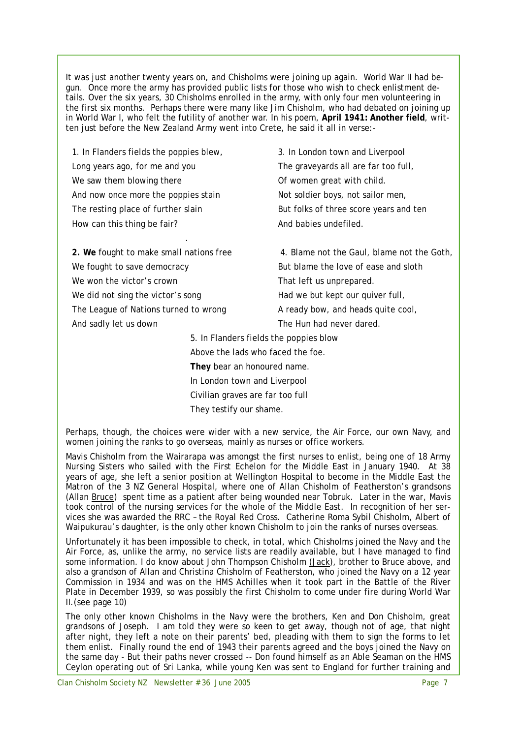It was just another twenty years on, and Chisholms were joining up again. World War II had begun. Once more the army has provided public lists for those who wish to check enlistment details. Over the six years, 30 Chisholms enrolled in the army, with only four men volunteering in the first six months. Perhaps there were many like Jim Chisholm, who had debated on joining up in World War I, who felt the futility of another war. In his poem, **April 1941: Another field**, written just before the New Zealand Army went into Crete, he said it all in verse:-

1. In Flanders fields the poppies blew,  
Long years ago, for me and you  
We saw them blowing there  
And now once more the poppies stain  
The resting place of further slain  
How can this thing be fair?

**2. We** fought to make small nations free  
We fought to save democracy  
We won the victor's crown  
We did not sing the victor's song  
The League of Nations turned to wrong  
And sadly let us down

3. In London town and Liverpool  
The graveyards all are far too full,  
Of women great with child.  
Not soldier boys, not sailor men,  
But folks of three score years and ten  
And babies undefiled.

4. Blame not the Gaul, blame not the Goth,  
But blame the love of ease and sloth  
That left us unprepared.  
Had we but kept our quiver full,  
A ready bow, and heads quite cool,  
The Hun had never dared.

5. In Flanders fields the poppies blow  
Above the lads who faced the foe.  
**They** bear an honoured name.  
In London town and Liverpool  
Civilian graves are far too full  
They testify our shame.

Perhaps, though, the choices were wider with a new service, the Air Force, our own Navy, and women joining the ranks to go overseas, mainly as nurses or office workers.

Mavis Chisholm from the Wairarapa was amongst the first nurses to enlist, being one of 18 Army Nursing Sisters who sailed with the First Echelon for the Middle East in January 1940. At 38 years of age, she left a senior position at Wellington Hospital to become in the Middle East the Matron of the 3 NZ General Hospital, where one of Allan Chisholm of Featherston's grandsons (Allan Bruce) spent time as a patient after being wounded near Tobruk. Later in the war, Mavis took control of the nursing services for the whole of the Middle East. In recognition of her services she was awarded the RRC – the Royal Red Cross. Catherine Roma Sybil Chisholm, Albert of Waipukurau's daughter, is the only other known Chisholm to join the ranks of nurses overseas.

Unfortunately it has been impossible to check, in total, which Chisholms joined the Navy and the Air Force, as, unlike the army, no service lists are readily available, but I have managed to find some information. I do know about John Thompson Chisholm (Jack), brother to Bruce above, and also a grandson of Allan and Christina Chisholm of Featherston, who joined the Navy on a 12 year Commission in 1934 and was on the HMS Achilles when it took part in the Battle of the River Plate in December 1939, so was possibly the first Chisholm to come under fire during World War II.(see page 10)

The only other known Chisholms in the Navy were the brothers, Ken and Don Chisholm, great grandsons of Joseph. I am told they were so keen to get away, though not of age, that night after night, they left a note on their parents' bed, pleading with them to sign the forms to let them enlist. Finally round the end of 1943 their parents agreed and the boys joined the Navy on the same day - But their paths never crossed -- Don found himself as an Able Seaman on the HMS Ceylon operating out of Sri Lanka, while young Ken was sent to England for further training and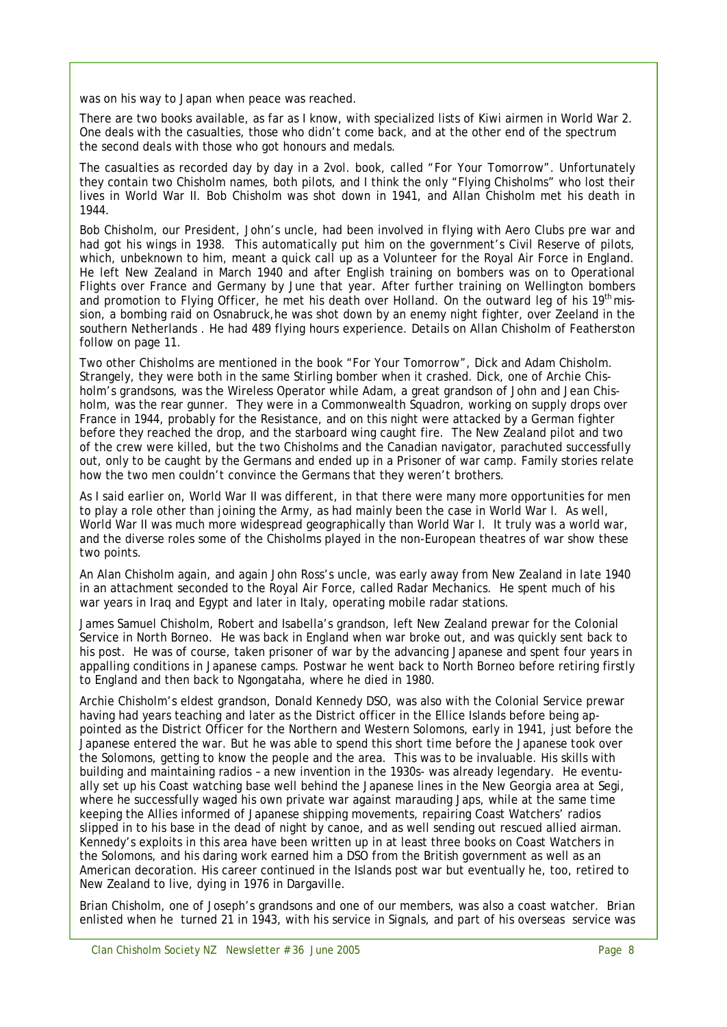was on his way to Japan when peace was reached.

There are two books available, as far as I know, with specialized lists of Kiwi airmen in World War 2. One deals with the casualties, those who didn't come back, and at the other end of the spectrum the second deals with those who got honours and medals.

The casualties as recorded day by day in a 2vol. book, called "For Your Tomorrow". Unfortunately they contain two Chisholm names, both pilots, and I think the only "Flying Chisholms" who lost their lives in World War II. Bob Chisholm was shot down in 1941, and Allan Chisholm met his death in 1944.

Bob Chisholm, our President, John's uncle, had been involved in flying with Aero Clubs pre war and had got his wings in 1938. This automatically put him on the government's Civil Reserve of pilots, which, unbeknown to him, meant a quick call up as a Volunteer for the Royal Air Force in England. He left New Zealand in March 1940 and after English training on bombers was on to Operational Flights over France and Germany by June that year. After further training on Wellington bombers and promotion to Flying Officer, he met his death over Holland. On the outward leg of his 19th mission, a bombing raid on Osnabruck,he was shot down by an enemy night fighter, over Zeeland in the southern Netherlands . He had 489 flying hours experience. Details on Allan Chisholm of Featherston follow on page 11.

Two other Chisholms are mentioned in the book "For Your Tomorrow", Dick and Adam Chisholm. Strangely, they were both in the same Stirling bomber when it crashed. Dick, one of Archie Chisholm's grandsons, was the Wireless Operator while Adam, a great grandson of John and Jean Chisholm, was the rear gunner. They were in a Commonwealth Squadron, working on supply drops over France in 1944, probably for the Resistance, and on this night were attacked by a German fighter before they reached the drop, and the starboard wing caught fire. The New Zealand pilot and two of the crew were killed, but the two Chisholms and the Canadian navigator, parachuted successfully out, only to be caught by the Germans and ended up in a Prisoner of war camp. Family stories relate how the two men couldn't convince the Germans that they weren't brothers.

As I said earlier on, World War II was different, in that there were many more opportunities for men to play a role other than joining the Army, as had mainly been the case in World War I. As well, World War II was much more widespread geographically than World War I. It truly was a world war, and the diverse roles some of the Chisholms played in the non-European theatres of war show these two points.

An Alan Chisholm again, and again John Ross's uncle, was early away from New Zealand in late 1940 in an attachment seconded to the Royal Air Force, called Radar Mechanics. He spent much of his war years in Iraq and Egypt and later in Italy, operating mobile radar stations.

James Samuel Chisholm, Robert and Isabella's grandson, left New Zealand prewar for the Colonial Service in North Borneo. He was back in England when war broke out, and was quickly sent back to his post. He was of course, taken prisoner of war by the advancing Japanese and spent four years in appalling conditions in Japanese camps. Postwar he went back to North Borneo before retiring firstly to England and then back to Ngongataha, where he died in 1980.

Archie Chisholm's eldest grandson, Donald Kennedy DSO, was also with the Colonial Service prewar having had years teaching and later as the District officer in the Ellice Islands before being appointed as the District Officer for the Northern and Western Solomons, early in 1941, just before the Japanese entered the war. But he was able to spend this short time before the Japanese took over the Solomons, getting to know the people and the area. This was to be invaluable. His skills with building and maintaining radios – a new invention in the 1930s- was already legendary. He eventually set up his Coast watching base well behind the Japanese lines in the New Georgia area at Segi, where he successfully waged his own private war against marauding Japs, while at the same time keeping the Allies informed of Japanese shipping movements, repairing Coast Watchers' radios slipped in to his base in the dead of night by canoe, and as well sending out rescued allied airman. Kennedy's exploits in this area have been written up in at least three books on Coast Watchers in the Solomons, and his daring work earned him a DSO from the British government as well as an American decoration. His career continued in the Islands post war but eventually he, too, retired to New Zealand to live, dying in 1976 in Dargaville.

Brian Chisholm, one of Joseph's grandsons and one of our members, was also a coast watcher. Brian enlisted when he turned 21 in 1943, with his service in Signals, and part of his overseas service was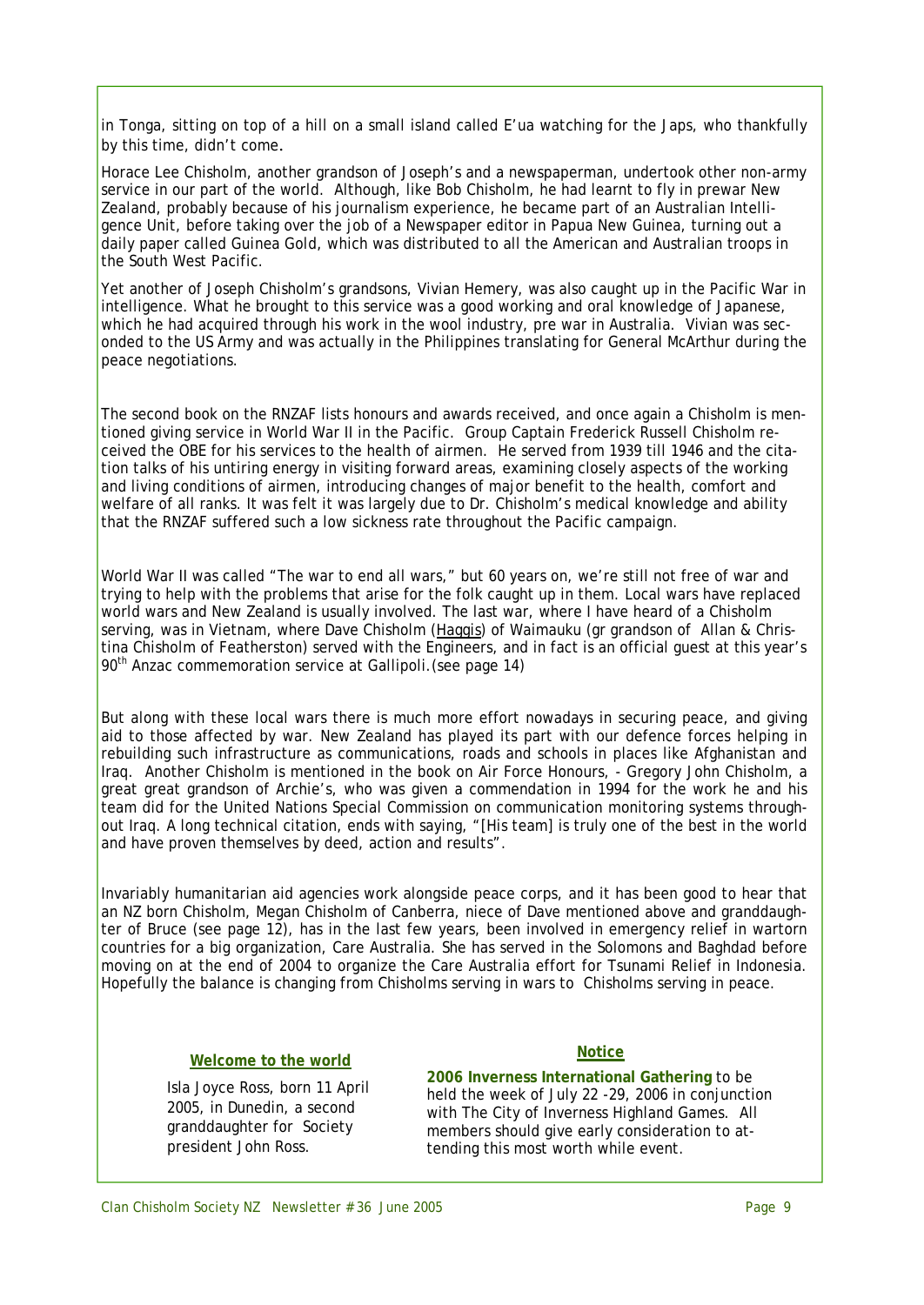in Tonga, sitting on top of a hill on a small island called E'ua watching for the Japs, who thankfully by this time, didn't come.

Horace Lee Chisholm, another grandson of Joseph's and a newspaperman, undertook other non-army service in our part of the world. Although, like Bob Chisholm, he had learnt to fly in prewar New Zealand, probably because of his journalism experience, he became part of an Australian Intelligence Unit, before taking over the job of a Newspaper editor in Papua New Guinea, turning out a daily paper called Guinea Gold, which was distributed to all the American and Australian troops in the South West Pacific.

Yet another of Joseph Chisholm's grandsons, Vivian Hemery, was also caught up in the Pacific War in intelligence. What he brought to this service was a good working and oral knowledge of Japanese, which he had acquired through his work in the wool industry, pre war in Australia. Vivian was seconded to the US Army and was actually in the Philippines translating for General McArthur during the peace negotiations.

The second book on the RNZAF lists honours and awards received, and once again a Chisholm is mentioned giving service in World War II in the Pacific. Group Captain Frederick Russell Chisholm received the OBE for his services to the health of airmen. He served from 1939 till 1946 and the citation talks of his untiring energy in visiting forward areas, examining closely aspects of the working and living conditions of airmen, introducing changes of major benefit to the health, comfort and welfare of all ranks. It was felt it was largely due to Dr. Chisholm's medical knowledge and ability that the RNZAF suffered such a low sickness rate throughout the Pacific campaign.

World War II was called "The war to end all wars," but 60 years on, we're still not free of war and trying to help with the problems that arise for the folk caught up in them. Local wars have replaced world wars and New Zealand is usually involved. The last war, where I have heard of a Chisholm serving, was in Vietnam, where Dave Chisholm (Haggis) of Waimauku (gr grandson of Allan & Christina Chisholm of Featherston) served with the Engineers, and in fact is an official guest at this year's 90th Anzac commemoration service at Gallipoli.(see page 14)

But along with these local wars there is much more effort nowadays in securing peace, and giving aid to those affected by war. New Zealand has played its part with our defence forces helping in rebuilding such infrastructure as communications, roads and schools in places like Afghanistan and Iraq. Another Chisholm is mentioned in the book on Air Force Honours, - Gregory John Chisholm, a great great grandson of Archie's, who was given a commendation in 1994 for the work he and his team did for the United Nations Special Commission on communication monitoring systems throughout Iraq. A long technical citation, ends with saying, "[His team] is truly one of the best in the world and have proven themselves by deed, action and results".

Invariably humanitarian aid agencies work alongside peace corps, and it has been good to hear that an NZ born Chisholm, Megan Chisholm of Canberra, niece of Dave mentioned above and granddaughter of Bruce (see page 12), has in the last few years, been involved in emergency relief in wartorn countries for a big organization, Care Australia. She has served in the Solomons and Baghdad before moving on at the end of 2004 to organize the Care Australia effort for Tsunami Relief in Indonesia. Hopefully the balance is changing from Chisholms serving in wars to Chisholms serving in peace.

### Welcome to the world

Isla Joyce Ross, born 11 April 2005, in Dunedin, a second granddaughter for Society president John Ross.

### Notice

**2006 Inverness International Gathering** to be held the week of July 22 -29, 2006 in conjunction with The City of Inverness Highland Games. All members should give early consideration to attending this most worth while event.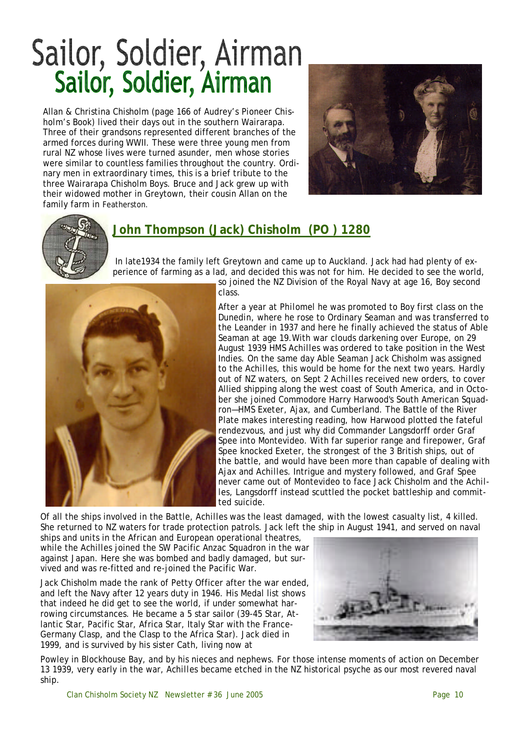# Sailor, Soldier, Airman

Allan & Christina Chisholm (page 166 of Audrey's Pioneer Chisholm's Book) lived their days out in the southern Wairarapa. Three of their grandsons represented different branches of the armed forces during WWII. These were three young men from rural NZ whose lives were turned asunder, men whose stories were similar to countless families throughout the country. Ordinary men in extraordinary times, this is a brief tribute to the three Wairarapa Chisholm Boys. Bruce and Jack grew up with their widowed mother in Greytown, their cousin Allan on the family farm in Featherston.

## John Thompson (Jack) Chisholm (PO ) 1280

In late1934 the family left Greytown and came up to Auckland. Jack had had plenty of experience of farming as a lad, and decided this was not for him. He decided to see the world, so joined the NZ Division of the Royal Navy at age 16, Boy second class.

After a year at Philomel he was promoted to Boy first class on the Dunedin, where he rose to Ordinary Seaman and was transferred to the Leander in 1937 and here he finally achieved the status of Able Seaman at age 19.With war clouds darkening over Europe, on 29 August 1939 HMS Achilles was ordered to take position in the West Indies. On the same day Able Seaman Jack Chisholm was assigned to the Achilles, this would be home for the next two years. Hardly out of NZ waters, on Sept 2 Achilles received new orders, to cover Allied shipping along the west coast of South America, and in October she joined Commodore Harry Harwood's South American Squadron—HMS Exeter, Ajax, and Cumberland. The Battle of the River Plate makes interesting reading, how Harwood plotted the fateful rendezvous, and just why did Commander Langsdorff order Graf Spee into Montevideo. With far superior range and firepower, Graf Spee knocked Exeter, the strongest of the 3 British ships, out of the battle, and would have been more than capable of dealing with Ajax and Achilles. Intrigue and mystery followed, and Graf Spee never came out of Montevideo to face Jack Chisholm and the Achilles, Langsdorff instead scuttled the pocket battleship and committed suicide.

Of all the ships involved in the Battle, Achilles was the least damaged, with the lowest casualty list, 4 killed. She returned to NZ waters for trade protection patrols. Jack left the ship in August 1941, and served on naval ships and units in the African and European operational theatres, while the Achilles joined the SW Pacific Anzac Squadron in the war against Japan. Here she was bombed and badly damaged, but survived and was re-fitted and re-joined the Pacific War.

Jack Chisholm made the rank of Petty Officer after the war ended, and left the Navy after 12 years duty in 1946. His Medal list shows that indeed he did get to see the world, if under somewhat harrowing circumstances. He became a 5 star sailor (39-45 Star, Atlantic Star, Pacific Star, Africa Star, Italy Star with the France-Germany Clasp, and the Clasp to the Africa Star). Jack died in 1999, and is survived by his sister Cath, living now at Powley in Blockhouse Bay, and by his nieces and nephews. For those intense moments of action on December 13 1939, very early in the war, Achilles became etched in the NZ historical psyche as our most revered naval ship.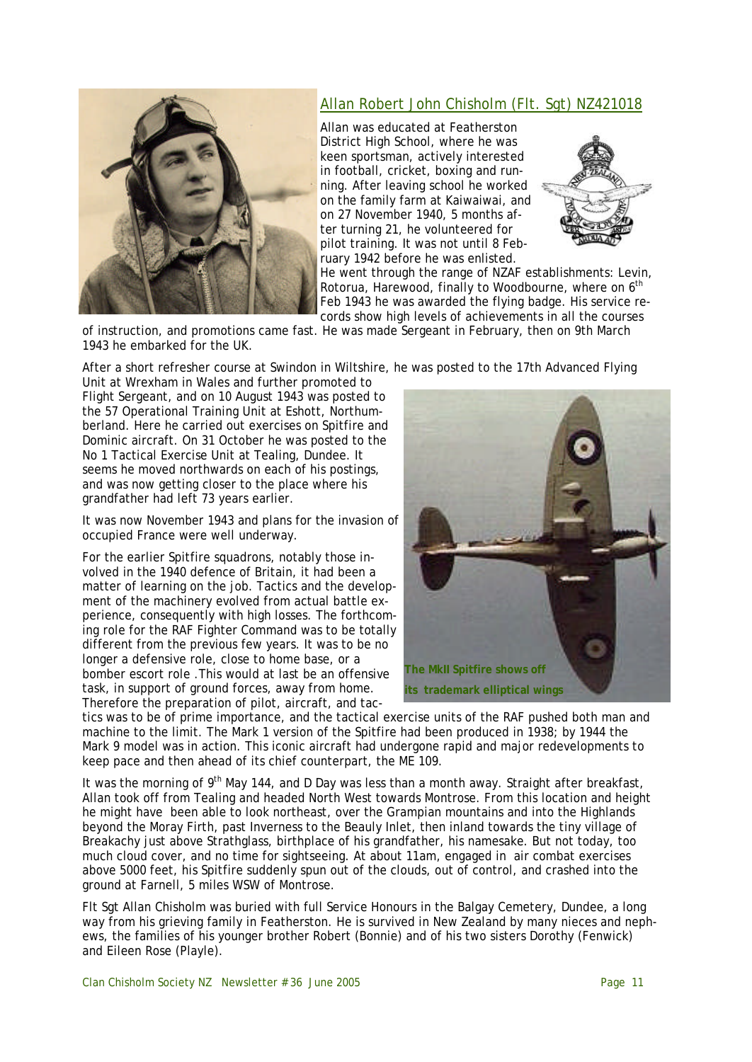## Allan Robert John Chisholm (Flt. Sgt) NZ421018

Allan was educated at Featherston District High School, where he was keen sportsman, actively interested in football, cricket, boxing and running. After leaving school he worked on the family farm at Kaiwaiwai, and on 27 November 1940, 5 months after turning 21, he volunteered for pilot training. It was not until 8 February 1942 before he was enlisted. He went through the range of NZAF establishments: Levin, Rotorua, Harewood, finally to Woodbourne, where on 6th Feb 1943 he was awarded the flying badge. His service records show high levels of achievements in all the courses of instruction, and promotions came fast. He was made Sergeant in February, then on 9th March 1943 he embarked for the UK.

After a short refresher course at Swindon in Wiltshire, he was posted to the 17th Advanced Flying Unit at Wrexham in Wales and further promoted to Flight Sergeant, and on 10 August 1943 was posted to the 57 Operational Training Unit at Eshott, Northumberland. Here he carried out exercises on Spitfire and Dominic aircraft. On 31 October he was posted to the No 1 Tactical Exercise Unit at Tealing, Dundee. It seems he moved northwards on each of his postings, and was now getting closer to the place where his grandfather had left 73 years earlier.

It was now November 1943 and plans for the invasion of occupied France were well underway.

For the earlier Spitfire squadrons, notably those involved in the 1940 defence of Britain, it had been a matter of learning on the job. Tactics and the development of the machinery evolved from actual battle experience, consequently with high losses. The forthcoming role for the RAF Fighter Command was to be totally different from the previous few years. It was to be no longer a defensive role, close to home base, or a bomber escort role .This would at last be an offensive task, in support of ground forces, away from home. Therefore the preparation of pilot, aircraft, and tactics was to be of prime importance, and the tactical exercise units of the RAF pushed both man and machine to the limit. The Mark 1 version of the Spitfire had been produced in 1938; by 1944 the Mark 9 model was in action. This iconic aircraft had undergone rapid and major redevelopments to keep pace and then ahead of its chief counterpart, the ME 109.

**The MkII Spitfire shows off its trademark elliptical wings**

It was the morning of 9th May 144, and D Day was less than a month away. Straight after breakfast, Allan took off from Tealing and headed North West towards Montrose. From this location and height he might have been able to look northeast, over the Grampian mountains and into the Highlands beyond the Moray Firth, past Inverness to the Beauly Inlet, then inland towards the tiny village of Breakachy just above Strathglass, birthplace of his grandfather, his namesake. But not today, too much cloud cover, and no time for sightseeing. At about 11am, engaged in air combat exercises above 5000 feet, his Spitfire suddenly spun out of the clouds, out of control, and crashed into the ground at Farnell, 5 miles WSW of Montrose.

Flt Sgt Allan Chisholm was buried with full Service Honours in the Balgay Cemetery, Dundee, a long way from his grieving family in Featherston. He is survived in New Zealand by many nieces and nephews, the families of his younger brother Robert (Bonnie) and of his two sisters Dorothy (Fenwick) and Eileen Rose (Playle).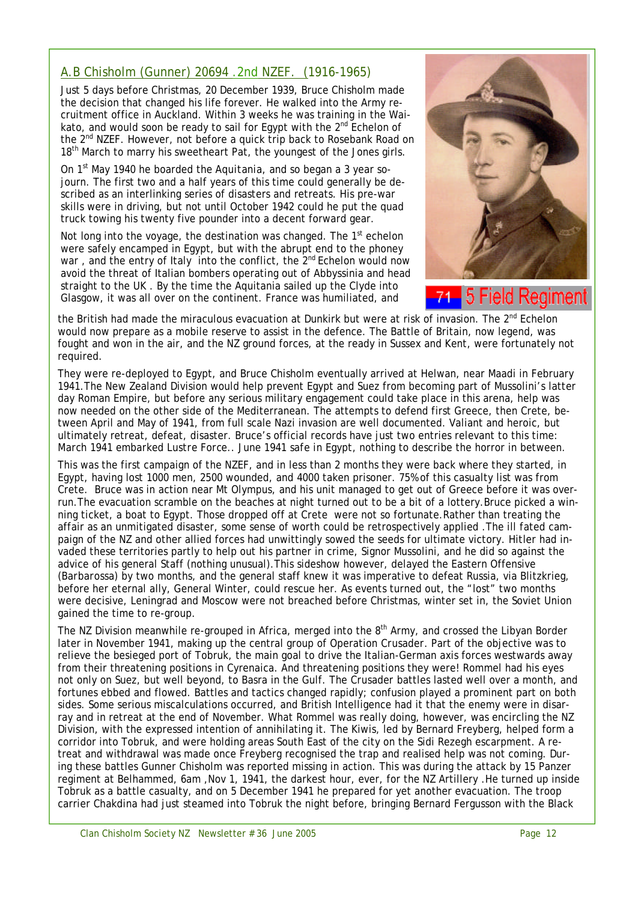## A.B Chisholm (Gunner) 20694 .2nd NZEF. (1916-1965)

Just 5 days before Christmas, 20 December 1939, Bruce Chisholm made the decision that changed his life forever. He walked into the Army recruitment office in Auckland. Within 3 weeks he was training in the Waikato, and would soon be ready to sail for Egypt with the 2nd Echelon of the 2nd NZEF. However, not before a quick trip back to Rosebank Road on 18th March to marry his sweetheart Pat, the youngest of the Jones girls.

On 1st May 1940 he boarded the *Aquitania*, and so began a 3 year sojourn. The first two and a half years of this time could generally be described as an interlinking series of disasters and retreats. His pre-war skills were in driving, but not until October 1942 could he put the quad truck towing his twenty five pounder into a decent forward gear.

Not long into the voyage, the destination was changed. The 1st echelon were safely encamped in Egypt, but with the abrupt end to the phoney war , and the entry of Italy into the conflict, the 2nd Echelon would now avoid the threat of Italian bombers operating out of Abbyssinia and head straight to the UK . By the time the Aquitania sailed up the Clyde into Glasgow, it was all over on the continent. France was humiliated, and the British had made the miraculous evacuation at Dunkirk but were at risk of invasion. The 2nd Echelon would now prepare as a mobile reserve to assist in the defence. The Battle of Britain, now legend, was fought and won in the air, and the NZ ground forces, at the ready in Sussex and Kent, were fortunately not required.

71 5 Field Regiment

They were re-deployed to Egypt, and Bruce Chisholm eventually arrived at Helwan, near Maadi in February 1941.The New Zealand Division would help prevent Egypt and Suez from becoming part of Mussolini's latter day Roman Empire, but before any serious military engagement could take place in this arena, help was now needed on the other side of the Mediterranean. The attempts to defend first Greece, then Crete, between April and May of 1941, from full scale Nazi invasion are well documented. Valiant and heroic, but ultimately retreat, defeat, disaster. Bruce's official records have just two entries relevant to this time: March 1941 embarked Lustre Force.. June 1941 safe in Egypt, nothing to describe the horror in between.

This was the first campaign of the NZEF, and in less than 2 months they were back where they started, in Egypt, having lost 1000 men, 2500 wounded, and 4000 taken prisoner. 75% of this casualty list was from Crete. Bruce was in action near Mt Olympus, and his unit managed to get out of Greece before it was overrun.The evacuation scramble on the beaches at night turned out to be a bit of a lottery.Bruce picked a winning ticket, a boat to Egypt. Those dropped off at Crete were not so fortunate.Rather than treating the affair as an unmitigated disaster, some sense of worth could be retrospectively applied .The ill fated campaign of the NZ and other allied forces had unwittingly sowed the seeds for ultimate victory. Hitler had invaded these territories partly to help out his partner in crime, Signor Mussolini, and he did so against the advice of his general Staff (nothing unusual).This sideshow however, delayed the Eastern Offensive (Barbarossa) by two months, and the general staff knew it was imperative to defeat Russia, via Blitzkrieg, before her eternal ally, General Winter, could rescue her. As events turned out, the "lost" two months were decisive, Leningrad and Moscow were not breached before Christmas, winter set in, the Soviet Union gained the time to re-group.

The NZ Division meanwhile re-grouped in Africa, merged into the 8th Army, and crossed the Libyan Border later in November 1941, making up the central group of Operation Crusader. Part of the objective was to relieve the besieged port of Tobruk, the main goal to drive the Italian-German axis forces westwards away from their threatening positions in Cyrenaica. And threatening positions they were! Rommel had his eyes not only on Suez, but well beyond, to Basra in the Gulf. The Crusader battles lasted well over a month, and fortunes ebbed and flowed. Battles and tactics changed rapidly; confusion played a prominent part on both sides. Some serious miscalculations occurred, and British Intelligence had it that the enemy were in disarray and in retreat at the end of November. What Rommel was really doing, however, was encircling the NZ Division, with the expressed intention of annihilating it. The Kiwis, led by Bernard Freyberg, helped form a corridor into Tobruk, and were holding areas South East of the city on the Sidi Rezegh escarpment. A retreat and withdrawal was made once Freyberg recognised the trap and realised help was not coming. During these battles Gunner Chisholm was reported missing in action. This was during the attack by 15 Panzer regiment at Belhammed, 6am ,Nov 1, 1941, the darkest hour, ever, for the NZ Artillery .He turned up inside Tobruk as a battle casualty, and on 5 December 1941 he prepared for yet another evacuation. The troop carrier Chakdina had just steamed into Tobruk the night before, bringing Bernard Fergusson with the Black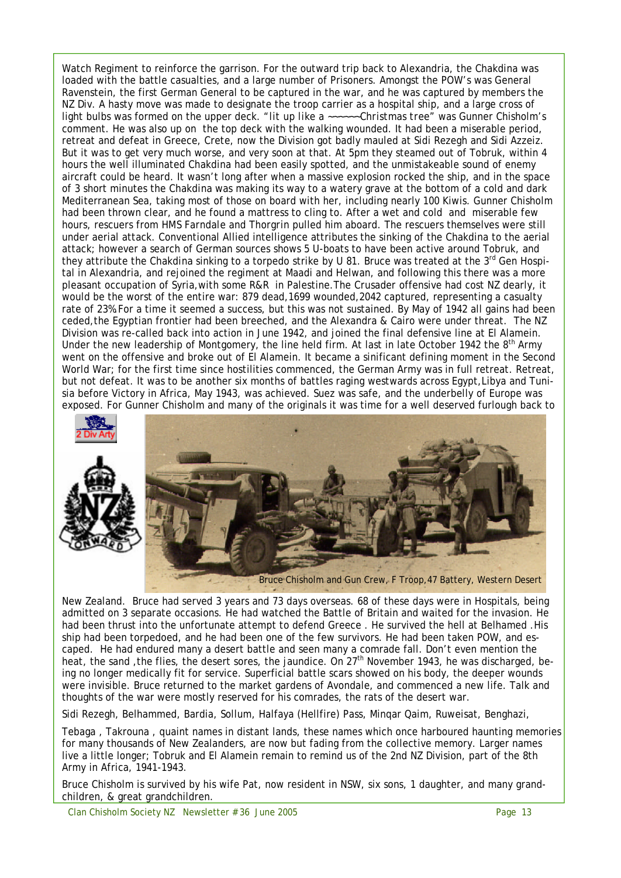Watch Regiment to reinforce the garrison. For the outward trip back to Alexandria, the Chakdina was loaded with the battle casualties, and a large number of Prisoners. Amongst the POW's was General Ravenstein, the first German General to be captured in the war, and he was captured by members the NZ Div. A hasty move was made to designate the troop carrier as a hospital ship, and a large cross of light bulbs was formed on the upper deck. "lit up like a ~~~~~~Christmas tree" was Gunner Chisholm's comment. He was also up on the top deck with the walking wounded. It had been a miserable period, retreat and defeat in Greece, Crete, now the Division got badly mauled at Sidi Rezegh and Sidi Azzeiz. But it was to get very much worse, and very soon at that. At 5pm they steamed out of Tobruk, within 4 hours the well illuminated Chakdina had been easily spotted, and the unmistakeable sound of enemy aircraft could be heard. It wasn't long after when a massive explosion rocked the ship, and in the space of 3 short minutes the Chakdina was making its way to a watery grave at the bottom of a cold and dark Mediterranean Sea, taking most of those on board with her, including nearly 100 Kiwis. Gunner Chisholm had been thrown clear, and he found a mattress to cling to. After a wet and cold and miserable few hours, rescuers from HMS Farndale and Thorgrin pulled him aboard. The rescuers themselves were still under aerial attack. Conventional Allied intelligence attributes the sinking of the Chakdina to the aerial attack; however a search of German sources shows 5 U-boats to have been active around Tobruk, and they attribute the Chakdina sinking to a torpedo strike by U 81. Bruce was treated at the 3rd Gen Hospital in Alexandria, and rejoined the regiment at Maadi and Helwan, and following this there was a more pleasant occupation of Syria,with some R&R in Palestine.The Crusader offensive had cost NZ dearly, it would be the worst of the entire war: 879 dead,1699 wounded,2042 captured, representing a casualty rate of 23%.For a time it seemed a success, but this was not sustained. By May of 1942 all gains had been ceded,the Egyptian frontier had been breeched, and the Alexandra & Cairo were under threat. The NZ Division was re-called back into action in June 1942, and joined the final defensive line at El Alamein. Under the new leadership of Montgomery, the line held firm. At last in late October 1942 the 8th Army went on the offensive and broke out of El Alamein. It became a sinificant defining moment in the Second World War; for the first time since hostilities commenced, the German Army was in full retreat. Retreat, but not defeat. It was to be another six months of battles raging westwards across Egypt,Libya and Tunisia before Victory in Africa, May 1943, was achieved. Suez was safe, and the underbelly of Europe was exposed. For Gunner Chisholm and many of the originals it was time for a well deserved furlough back to New Zealand. Bruce had served 3 years and 73 days overseas. 68 of these days were in Hospitals, being admitted on 3 separate occasions. He had watched the Battle of Britain and waited for the invasion. He had been thrust into the unfortunate attempt to defend Greece . He survived the hell at Belhamed .His ship had been torpedoed, and he had been one of the few survivors. He had been taken POW, and escaped. He had endured many a desert battle and seen many a comrade fall. Don't even mention the heat, the sand ,the flies, the desert sores, the jaundice. On 27th November 1943, he was discharged, being no longer medically fit for service. Superficial battle scars showed on his body, the deeper wounds were invisible. Bruce returned to the market gardens of Avondale, and commenced a new life. Talk and thoughts of the war were mostly reserved for his comrades, the rats of the desert war.

2 Div Arty

Bruce Chisholm and Gun Crew, F Troop,47 Battery, Western Desert

Sidi Rezegh, Belhammed, Bardia, Sollum, Halfaya (Hellfire) Pass, Minqar Qaim, Ruweisat, Benghazi,

Tebaga , Takrouna , quaint names in distant lands, these names which once harboured haunting memories for many thousands of New Zealanders, are now but fading from the collective memory. Larger names live a little longer; Tobruk and El Alamein remain to remind us of the 2nd NZ Division, part of the 8th Army in Africa, 1941-1943.

Bruce Chisholm is survived by his wife Pat, now resident in NSW, six sons, 1 daughter, and many grandchildren, & great grandchildren.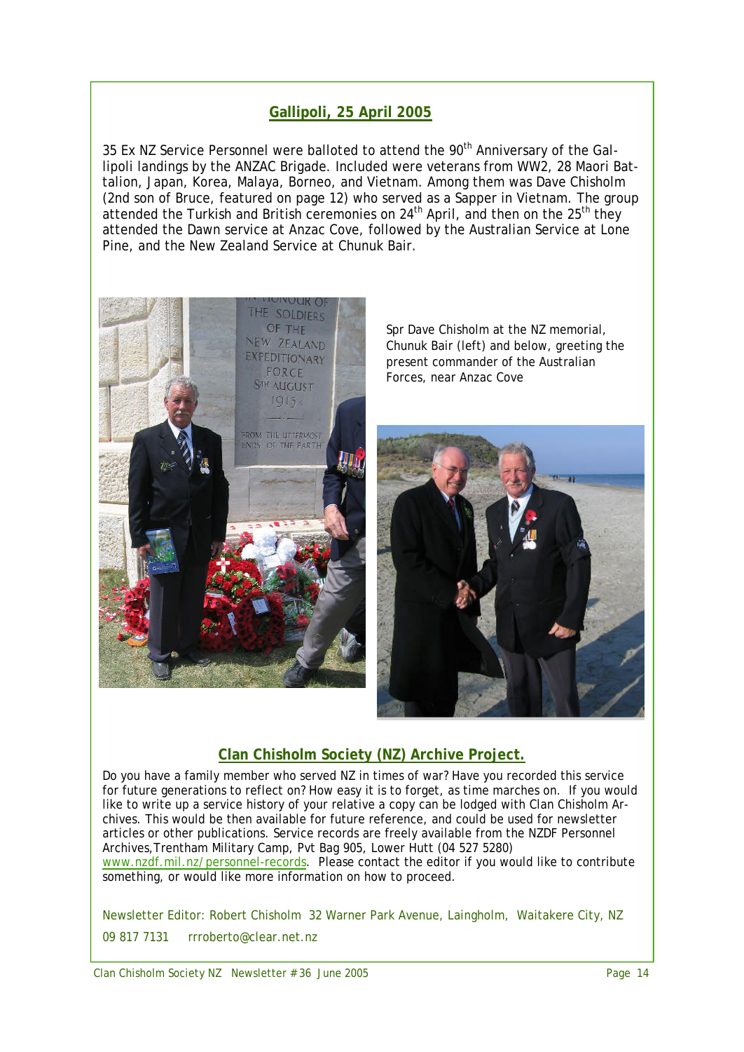## Gallipoli, 25 April 2005

35 Ex NZ Service Personnel were balloted to attend the 90th Anniversary of the Gallipoli landings by the ANZAC Brigade. Included were veterans from WW2, 28 Maori Battalion, Japan, Korea, Malaya, Borneo, and Vietnam. Among them was Dave Chisholm (2nd son of Bruce, featured on page 12) who served as a Sapper in Vietnam. The group attended the Turkish and British ceremonies on 24th April, and then on the 25th they attended the Dawn service at Anzac Cove, followed by the Australian Service at Lone Pine, and the New Zealand Service at Chunuk Bair.

Spr Dave Chisholm at the NZ memorial, Chunuk Bair (left) and below, greeting the present commander of the Australian Forces, near Anzac Cove

## Clan Chisholm Society (NZ) Archive Project.

Do you have a family member who served NZ in times of war? Have you recorded this service for future generations to reflect on? How easy it is to forget, as time marches on. If you would like to write up a service history of your relative a copy can be lodged with Clan Chisholm Archives. This would be then available for future reference, and could be used for newsletter articles or other publications. Service records are freely available from the NZDF Personnel Archives, Trentham Military Camp, Pvt Bag 905, Lower Hutt (04 527 5280) www.nzdf.mil.nz/personnel-records. Please contact the editor if you would like to contribute something, or would like more information on how to proceed.

Newsletter Editor: Robert Chisholm 32 Warner Park Avenue, Laingholm, Waitakere City, NZ

09 817 7131 rrroberto@clear.net.nz